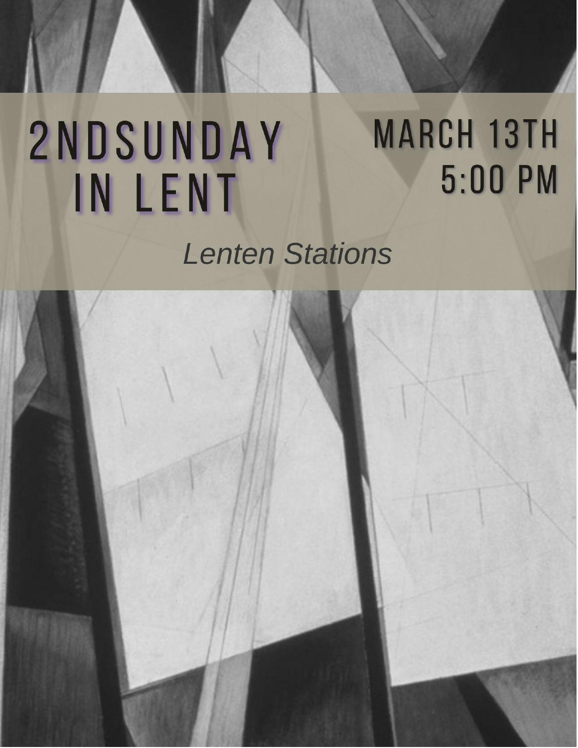# 2NDSUNDAY IN LENT

## MARCH 13TH
## 5:00 PM

*Lenten Stations*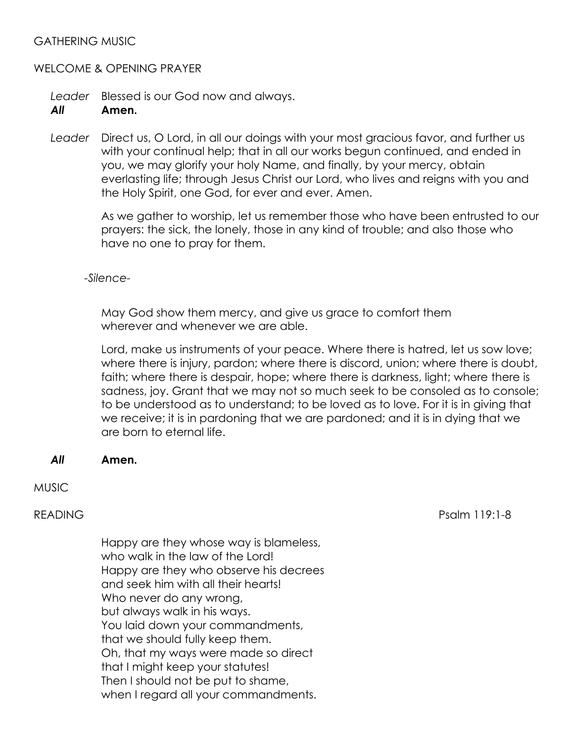GATHERING MUSIC

WELCOME & OPENING PRAYER

*Leader* Blessed is our God now and always.
***All*** **Amen.**

*Leader* Direct us, O Lord, in all our doings with your most gracious favor, and further us with your continual help; that in all our works begun continued, and ended in you, we may glorify your holy Name, and finally, by your mercy, obtain everlasting life; through Jesus Christ our Lord, who lives and reigns with you and the Holy Spirit, one God, for ever and ever. Amen.

As we gather to worship, let us remember those who have been entrusted to our prayers: the sick, the lonely, those in any kind of trouble; and also those who have no one to pray for them.

*-Silence-*

May God show them mercy, and give us grace to comfort them wherever and whenever we are able.

Lord, make us instruments of your peace. Where there is hatred, let us sow love; where there is injury, pardon; where there is discord, union; where there is doubt, faith; where there is despair, hope; where there is darkness, light; where there is sadness, joy. Grant that we may not so much seek to be consoled as to console; to be understood as to understand; to be loved as to love. For it is in giving that we receive; it is in pardoning that we are pardoned; and it is in dying that we are born to eternal life.

***All*** **Amen.**

MUSIC

READING Psalm 119:1-8

Happy are they whose way is blameless,
who walk in the law of the Lord!
Happy are they who observe his decrees
and seek him with all their hearts!
Who never do any wrong,
but always walk in his ways.
You laid down your commandments,
that we should fully keep them.
Oh, that my ways were made so direct
that I might keep your statutes!
Then I should not be put to shame,
when I regard all your commandments.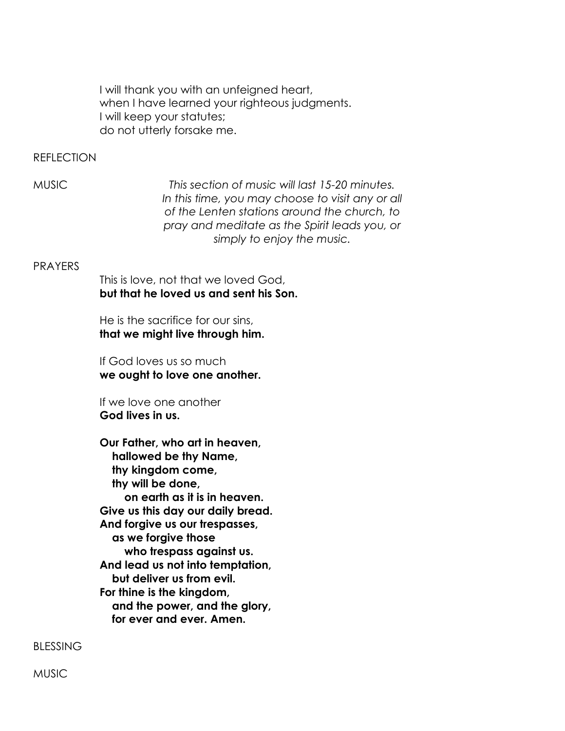I will thank you with an unfeigned heart,  
when I have learned your righteous judgments.  
I will keep your statutes;  
do not utterly forsake me.

REFLECTION

MUSIC *This section of music will last 15-20 minutes. In this time, you may choose to visit any or all of the Lenten stations around the church, to pray and meditate as the Spirit leads you, or simply to enjoy the music.*

PRAYERS

This is love, not that we loved God,  
**but that he loved us and sent his Son.**

He is the sacrifice for our sins,  
**that we might live through him.**

If God loves us so much  
**we ought to love one another.**

If we love one another  
**God lives in us.**

**Our Father, who art in heaven,**  
**hallowed be thy Name,**  
**thy kingdom come,**  
**thy will be done,**  
**on earth as it is in heaven.**  
**Give us this day our daily bread.**  
**And forgive us our trespasses,**  
**as we forgive those**  
**who trespass against us.**  
**And lead us not into temptation,**  
**but deliver us from evil.**  
**For thine is the kingdom,**  
**and the power, and the glory,**  
**for ever and ever. Amen.**

BLESSING

MUSIC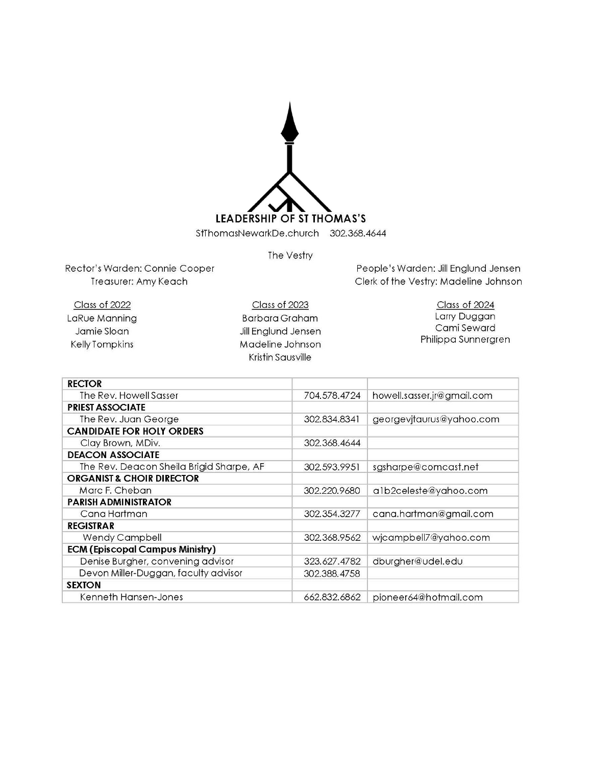## LEADERSHIP OF ST THOMAS'S

StThomasNewarkDe.church 302.368.4644

### The Vestry

Rector's Warden: Connie Cooper

Treasurer: Amy Keach

People's Warden: Jill Englund Jensen

Clerk of the Vestry: Madeline Johnson

Class of 2022
- LaRue Manning
- Jamie Sloan
- Kelly Tompkins

Class of 2023
- Barbara Graham
- Jill Englund Jensen
- Madeline Johnson
- Kristin Sausville

Class of 2024
- Larry Duggan
- Cami Seward
- Philippa Sunnergren

| | | |
|---|---|---|
| **RECTOR** | | |
| The Rev. Howell Sasser | 704.578.4724 | howell.sasser.jr@gmail.com |
| **PRIEST ASSOCIATE** | | |
| The Rev. Juan George | 302.834.8341 | georgevjtaurus@yahoo.com |
| **CANDIDATE FOR HOLY ORDERS** | | |
| Clay Brown, MDiv. | 302.368.4644 | |
| **DEACON ASSOCIATE** | | |
| The Rev. Deacon Sheila Brigid Sharpe, AF | 302.593.9951 | sgsharpe@comcast.net |
| **ORGANIST & CHOIR DIRECTOR** | | |
| Marc F. Cheban | 302.220.9680 | a1b2celeste@yahoo.com |
| **PARISH ADMINISTRATOR** | | |
| Cana Hartman | 302.354.3277 | cana.hartman@gmail.com |
| **REGISTRAR** | | |
| Wendy Campbell | 302.368.9562 | wjcampbell7@yahoo.com |
| **ECM (Episcopal Campus Ministry)** | | |
| Denise Burgher, convening advisor | 323.627.4782 | dburgher@udel.edu |
| Devon Miller-Duggan, faculty advisor | 302.388.4758 | |
| **SEXTON** | | |
| Kenneth Hansen-Jones | 662.832.6862 | pioneer64@hotmail.com |